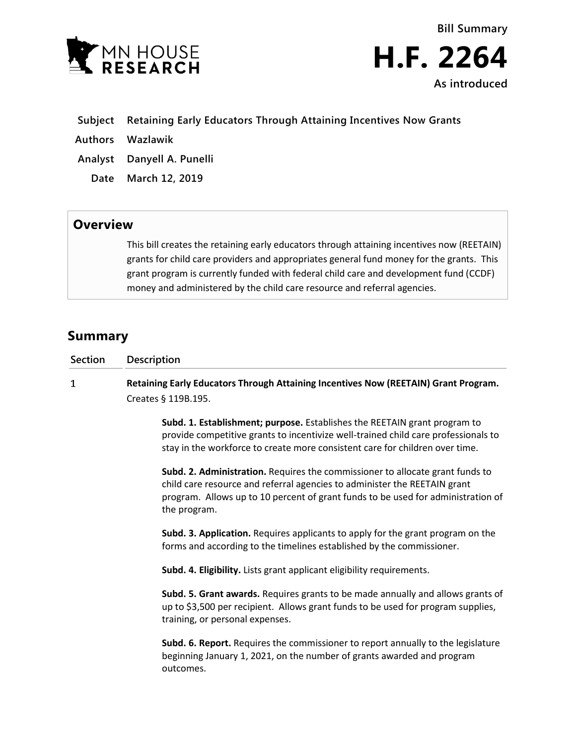MN HOUSE RESEARCH

**Bill Summary**

# H.F. 2264

**As introduced**

| | |
|---|---|
| **Subject** | **Retaining Early Educators Through Attaining Incentives Now Grants** |
| **Authors** | **Wazlawik** |
| **Analyst** | **Danyell A. Punelli** |
| **Date** | **March 12, 2019** |

## Overview

This bill creates the retaining early educators through attaining incentives now (REETAIN) grants for child care providers and appropriates general fund money for the grants. This grant program is currently funded with federal child care and development fund (CCDF) money and administered by the child care resource and referral agencies.

## Summary

| Section | Description |
|---|---|
| 1 | **Retaining Early Educators Through Attaining Incentives Now (REETAIN) Grant Program.** Creates § 119B.195. |

**Subd. 1. Establishment; purpose.** Establishes the REETAIN grant program to provide competitive grants to incentivize well-trained child care professionals to stay in the workforce to create more consistent care for children over time.

**Subd. 2. Administration.** Requires the commissioner to allocate grant funds to child care resource and referral agencies to administer the REETAIN grant program. Allows up to 10 percent of grant funds to be used for administration of the program.

**Subd. 3. Application.** Requires applicants to apply for the grant program on the forms and according to the timelines established by the commissioner.

**Subd. 4. Eligibility.** Lists grant applicant eligibility requirements.

**Subd. 5. Grant awards.** Requires grants to be made annually and allows grants of up to $3,500 per recipient. Allows grant funds to be used for program supplies, training, or personal expenses.

**Subd. 6. Report.** Requires the commissioner to report annually to the legislature beginning January 1, 2021, on the number of grants awarded and program outcomes.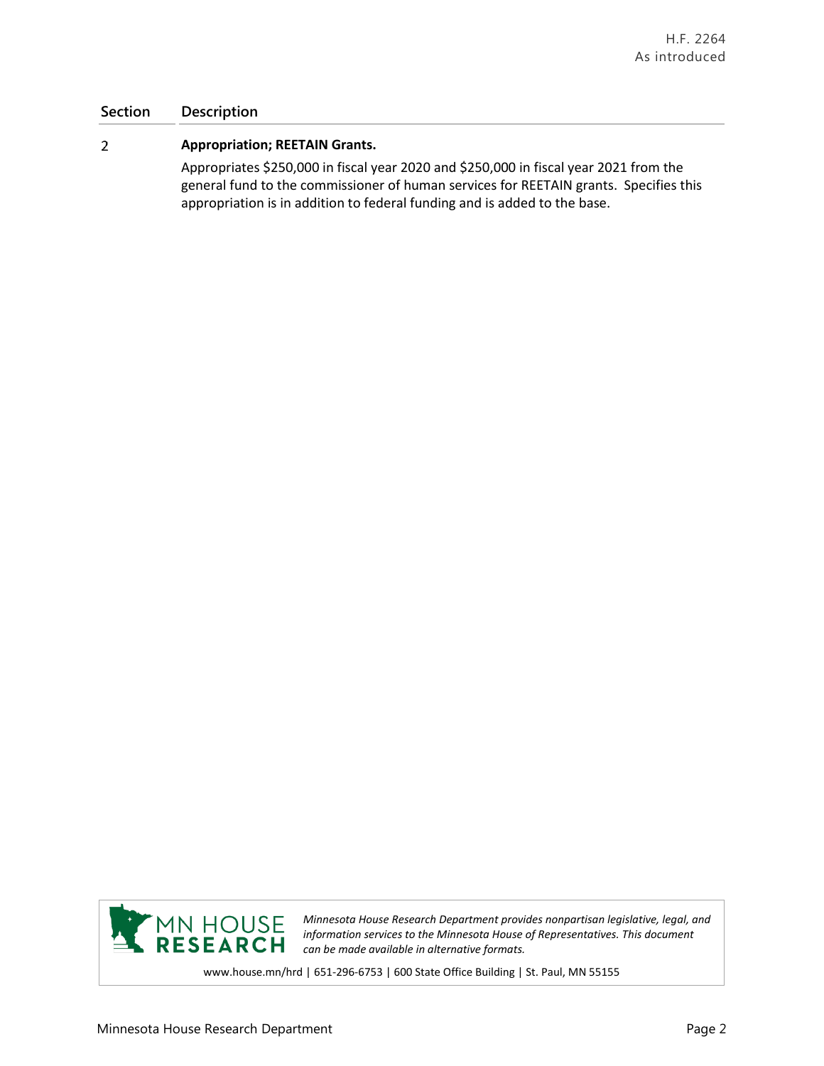| Section | Description |
|---|---|
| 2 | **Appropriation; REETAIN Grants.**<br>Appropriates $250,000 in fiscal year 2020 and $250,000 in fiscal year 2021 from the general fund to the commissioner of human services for REETAIN grants. Specifies this appropriation is in addition to federal funding and is added to the base. |

*Minnesota House Research Department provides nonpartisan legislative, legal, and information services to the Minnesota House of Representatives. This document can be made available in alternative formats.*

www.house.mn/hrd | 651-296-6753 | 600 State Office Building | St. Paul, MN 55155